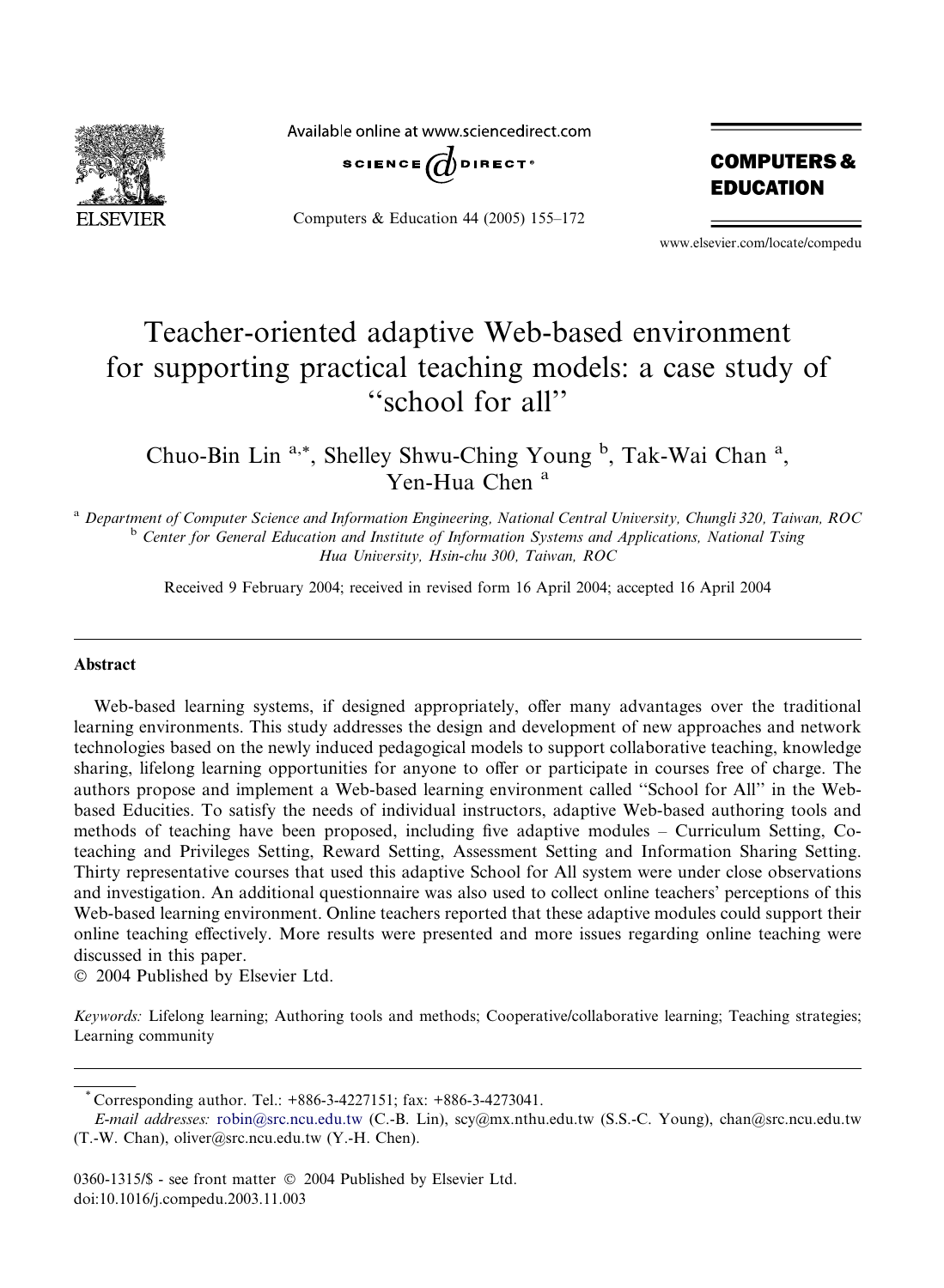# Teacher-oriented adaptive Web-based environment for supporting practical teaching models: a case study of "school for all"

Chuo-Bin Lin [a,*], Shelley Shwu-Ching Young [b], Tak-Wai Chan [a], Yen-Hua Chen [a]

[a] *Department of Computer Science and Information Engineering, National Central University, Chungli 320, Taiwan, ROC*

[b] *Center for General Education and Institute of Information Systems and Applications, National Tsing Hua University, Hsin-chu 300, Taiwan, ROC*

Received 9 February 2004; received in revised form 16 April 2004; accepted 16 April 2004

## Abstract

Web-based learning systems, if designed appropriately, offer many advantages over the traditional learning environments. This study addresses the design and development of new approaches and network technologies based on the newly induced pedagogical models to support collaborative teaching, knowledge sharing, lifelong learning opportunities for anyone to offer or participate in courses free of charge. The authors propose and implement a Web-based learning environment called "School for All" in the Web-based Educities. To satisfy the needs of individual instructors, adaptive Web-based authoring tools and methods of teaching have been proposed, including five adaptive modules – Curriculum Setting, Co-teaching and Privileges Setting, Reward Setting, Assessment Setting and Information Sharing Setting. Thirty representative courses that used this adaptive School for All system were under close observations and investigation. An additional questionnaire was also used to collect online teachers' perceptions of this Web-based learning environment. Online teachers reported that these adaptive modules could support their online teaching effectively. More results were presented and more issues regarding online teaching were discussed in this paper.

© 2004 Published by Elsevier Ltd.

*Keywords:* Lifelong learning; Authoring tools and methods; Cooperative/collaborative learning; Teaching strategies; Learning community

---

\* Corresponding author. Tel.: +886-3-4227151; fax: +886-3-4273041.

*E-mail addresses:* robin@src.ncu.edu.tw (C.-B. Lin), scy@mx.nthu.edu.tw (S.S.-C. Young), chan@src.ncu.edu.tw (T.-W. Chan), oliver@src.ncu.edu.tw (Y.-H. Chen).

0360-1315/$ - see front matter © 2004 Published by Elsevier Ltd.
doi:10.1016/j.compedu.2003.11.003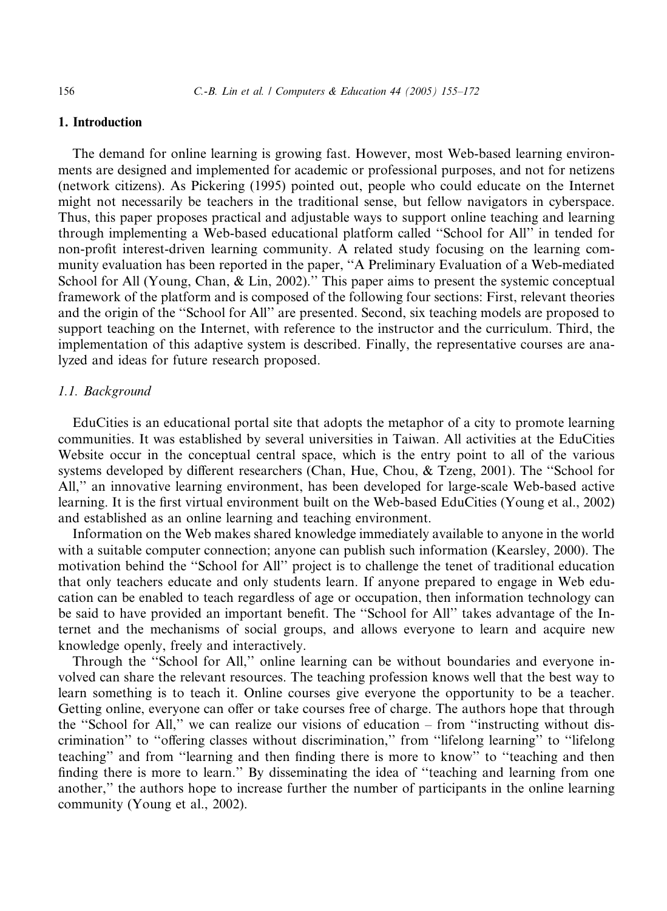## 1. Introduction

The demand for online learning is growing fast. However, most Web-based learning environments are designed and implemented for academic or professional purposes, and not for netizens (network citizens). As Pickering (1995) pointed out, people who could educate on the Internet might not necessarily be teachers in the traditional sense, but fellow navigators in cyberspace. Thus, this paper proposes practical and adjustable ways to support online teaching and learning through implementing a Web-based educational platform called ''School for All'' in tended for non-profit interest-driven learning community. A related study focusing on the learning community evaluation has been reported in the paper, ''A Preliminary Evaluation of a Web-mediated School for All (Young, Chan, & Lin, 2002).'' This paper aims to present the systemic conceptual framework of the platform and is composed of the following four sections: First, relevant theories and the origin of the ''School for All'' are presented. Second, six teaching models are proposed to support teaching on the Internet, with reference to the instructor and the curriculum. Third, the implementation of this adaptive system is described. Finally, the representative courses are analyzed and ideas for future research proposed.

### *1.1. Background*

EduCities is an educational portal site that adopts the metaphor of a city to promote learning communities. It was established by several universities in Taiwan. All activities at the EduCities Website occur in the conceptual central space, which is the entry point to all of the various systems developed by different researchers (Chan, Hue, Chou, & Tzeng, 2001). The ''School for All,'' an innovative learning environment, has been developed for large-scale Web-based active learning. It is the first virtual environment built on the Web-based EduCities (Young et al., 2002) and established as an online learning and teaching environment.

Information on the Web makes shared knowledge immediately available to anyone in the world with a suitable computer connection; anyone can publish such information (Kearsley, 2000). The motivation behind the ''School for All'' project is to challenge the tenet of traditional education that only teachers educate and only students learn. If anyone prepared to engage in Web education can be enabled to teach regardless of age or occupation, then information technology can be said to have provided an important benefit. The ''School for All'' takes advantage of the Internet and the mechanisms of social groups, and allows everyone to learn and acquire new knowledge openly, freely and interactively.

Through the ''School for All,'' online learning can be without boundaries and everyone involved can share the relevant resources. The teaching profession knows well that the best way to learn something is to teach it. Online courses give everyone the opportunity to be a teacher. Getting online, everyone can offer or take courses free of charge. The authors hope that through the ''School for All,'' we can realize our visions of education – from ''instructing without discrimination'' to ''offering classes without discrimination,'' from ''lifelong learning'' to ''lifelong teaching'' and from ''learning and then finding there is more to know'' to ''teaching and then finding there is more to learn.'' By disseminating the idea of ''teaching and learning from one another,'' the authors hope to increase further the number of participants in the online learning community (Young et al., 2002).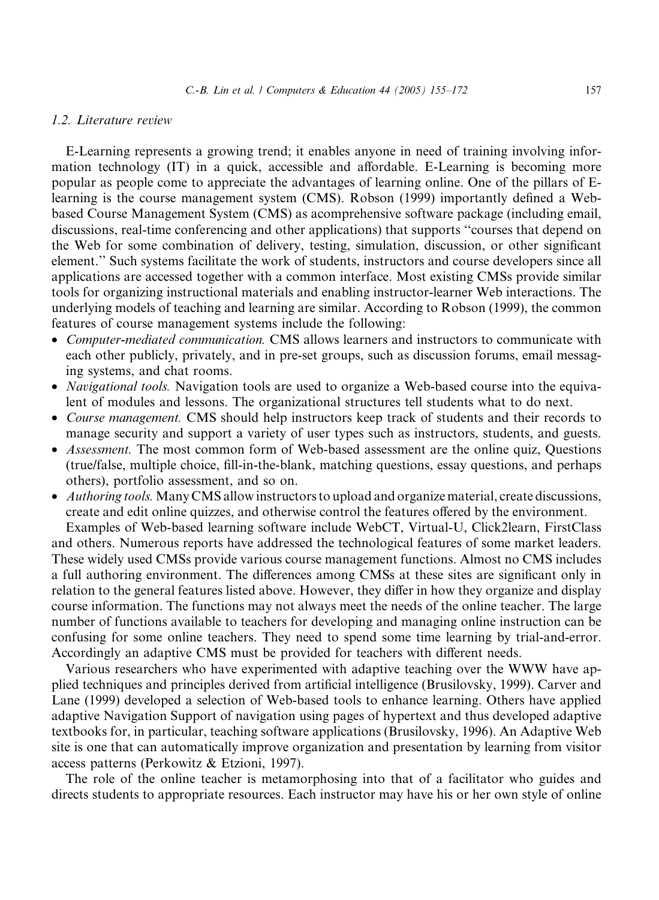### 1.2. Literature review

E-Learning represents a growing trend; it enables anyone in need of training involving information technology (IT) in a quick, accessible and affordable. E-Learning is becoming more popular as people come to appreciate the advantages of learning online. One of the pillars of E-learning is the course management system (CMS). Robson (1999) importantly defined a Web-based Course Management System (CMS) as acomprehensive software package (including email, discussions, real-time conferencing and other applications) that supports "courses that depend on the Web for some combination of delivery, testing, simulation, discussion, or other significant element." Such systems facilitate the work of students, instructors and course developers since all applications are accessed together with a common interface. Most existing CMSs provide similar tools for organizing instructional materials and enabling instructor-learner Web interactions. The underlying models of teaching and learning are similar. According to Robson (1999), the common features of course management systems include the following:

- *Computer-mediated communication.* CMS allows learners and instructors to communicate with each other publicly, privately, and in pre-set groups, such as discussion forums, email messaging systems, and chat rooms.
- *Navigational tools.* Navigation tools are used to organize a Web-based course into the equivalent of modules and lessons. The organizational structures tell students what to do next.
- *Course management.* CMS should help instructors keep track of students and their records to manage security and support a variety of user types such as instructors, students, and guests.
- *Assessment.* The most common form of Web-based assessment are the online quiz, Questions (true/false, multiple choice, fill-in-the-blank, matching questions, essay questions, and perhaps others), portfolio assessment, and so on.
- *Authoring tools.* Many CMS allow instructors to upload and organize material, create discussions, create and edit online quizzes, and otherwise control the features offered by the environment.

Examples of Web-based learning software include WebCT, Virtual-U, Click2learn, FirstClass and others. Numerous reports have addressed the technological features of some market leaders. These widely used CMSs provide various course management functions. Almost no CMS includes a full authoring environment. The differences among CMSs at these sites are significant only in relation to the general features listed above. However, they differ in how they organize and display course information. The functions may not always meet the needs of the online teacher. The large number of functions available to teachers for developing and managing online instruction can be confusing for some online teachers. They need to spend some time learning by trial-and-error. Accordingly an adaptive CMS must be provided for teachers with different needs.

Various researchers who have experimented with adaptive teaching over the WWW have applied techniques and principles derived from artificial intelligence (Brusilovsky, 1999). Carver and Lane (1999) developed a selection of Web-based tools to enhance learning. Others have applied adaptive Navigation Support of navigation using pages of hypertext and thus developed adaptive textbooks for, in particular, teaching software applications (Brusilovsky, 1996). An Adaptive Web site is one that can automatically improve organization and presentation by learning from visitor access patterns (Perkowitz & Etzioni, 1997).

The role of the online teacher is metamorphosing into that of a facilitator who guides and directs students to appropriate resources. Each instructor may have his or her own style of online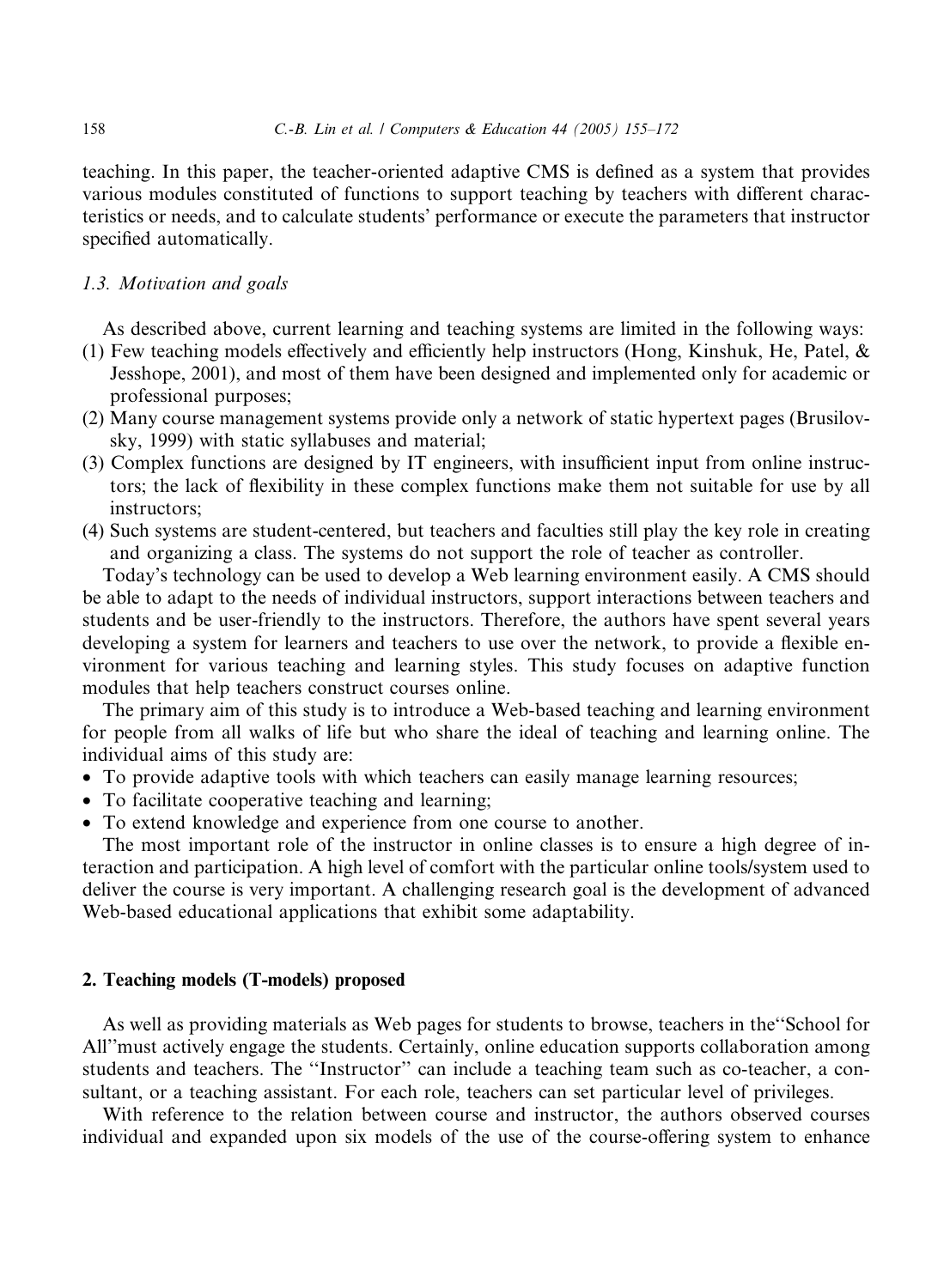teaching. In this paper, the teacher-oriented adaptive CMS is defined as a system that provides various modules constituted of functions to support teaching by teachers with different characteristics or needs, and to calculate students' performance or execute the parameters that instructor specified automatically.

### *1.3. Motivation and goals*

As described above, current learning and teaching systems are limited in the following ways:

(1) Few teaching models effectively and efficiently help instructors (Hong, Kinshuk, He, Patel, & Jesshope, 2001), and most of them have been designed and implemented only for academic or professional purposes;
(2) Many course management systems provide only a network of static hypertext pages (Brusilovsky, 1999) with static syllabuses and material;
(3) Complex functions are designed by IT engineers, with insufficient input from online instructors; the lack of flexibility in these complex functions make them not suitable for use by all instructors;
(4) Such systems are student-centered, but teachers and faculties still play the key role in creating and organizing a class. The systems do not support the role of teacher as controller.

Today's technology can be used to develop a Web learning environment easily. A CMS should be able to adapt to the needs of individual instructors, support interactions between teachers and students and be user-friendly to the instructors. Therefore, the authors have spent several years developing a system for learners and teachers to use over the network, to provide a flexible environment for various teaching and learning styles. This study focuses on adaptive function modules that help teachers construct courses online.

The primary aim of this study is to introduce a Web-based teaching and learning environment for people from all walks of life but who share the ideal of teaching and learning online. The individual aims of this study are:

- To provide adaptive tools with which teachers can easily manage learning resources;
- To facilitate cooperative teaching and learning;
- To extend knowledge and experience from one course to another.

The most important role of the instructor in online classes is to ensure a high degree of interaction and participation. A high level of comfort with the particular online tools/system used to deliver the course is very important. A challenging research goal is the development of advanced Web-based educational applications that exhibit some adaptability.

## 2. Teaching models (T-models) proposed

As well as providing materials as Web pages for students to browse, teachers in the"School for All"must actively engage the students. Certainly, online education supports collaboration among students and teachers. The "Instructor" can include a teaching team such as co-teacher, a consultant, or a teaching assistant. For each role, teachers can set particular level of privileges.

With reference to the relation between course and instructor, the authors observed courses individual and expanded upon six models of the use of the course-offering system to enhance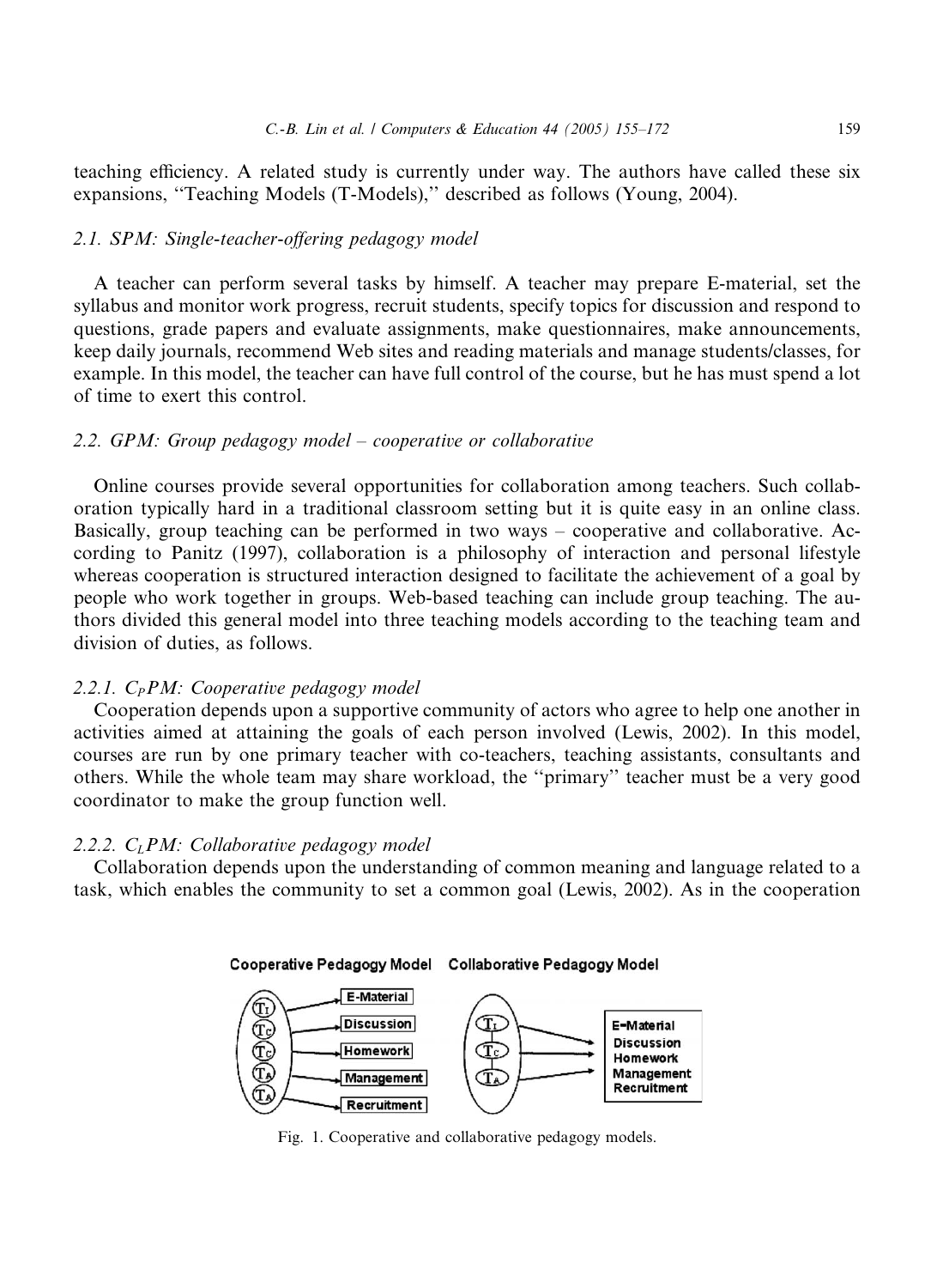teaching efficiency. A related study is currently under way. The authors have called these six expansions, ''Teaching Models (T-Models),'' described as follows (Young, 2004).

### 2.1. SPM: Single-teacher-offering pedagogy model

A teacher can perform several tasks by himself. A teacher may prepare E-material, set the syllabus and monitor work progress, recruit students, specify topics for discussion and respond to questions, grade papers and evaluate assignments, make questionnaires, make announcements, keep daily journals, recommend Web sites and reading materials and manage students/classes, for example. In this model, the teacher can have full control of the course, but he has must spend a lot of time to exert this control.

### 2.2. GPM: Group pedagogy model – cooperative or collaborative

Online courses provide several opportunities for collaboration among teachers. Such collaboration typically hard in a traditional classroom setting but it is quite easy in an online class. Basically, group teaching can be performed in two ways – cooperative and collaborative. According to Panitz (1997), collaboration is a philosophy of interaction and personal lifestyle whereas cooperation is structured interaction designed to facilitate the achievement of a goal by people who work together in groups. Web-based teaching can include group teaching. The authors divided this general model into three teaching models according to the teaching team and division of duties, as follows.

#### 2.2.1. $C_P$PM: Cooperative pedagogy model

Cooperation depends upon a supportive community of actors who agree to help one another in activities aimed at attaining the goals of each person involved (Lewis, 2002). In this model, courses are run by one primary teacher with co-teachers, teaching assistants, consultants and others. While the whole team may share workload, the ''primary'' teacher must be a very good coordinator to make the group function well.

#### 2.2.2. $C_L$PM: Collaborative pedagogy model

Collaboration depends upon the understanding of common meaning and language related to a task, which enables the community to set a common goal (Lewis, 2002). As in the cooperation

Cooperative Pedagogy Model

$T_I$
$T_C$
$T_C$
$T_A$
$T_A$

E-Material
Discussion
Homework
Management
Recruitment

Collaborative Pedagogy Model

$T_I$
$T_C$
$T_A$

E-Material
Discussion
Homework
Management
Recruitment

Fig. 1. Cooperative and collaborative pedagogy models.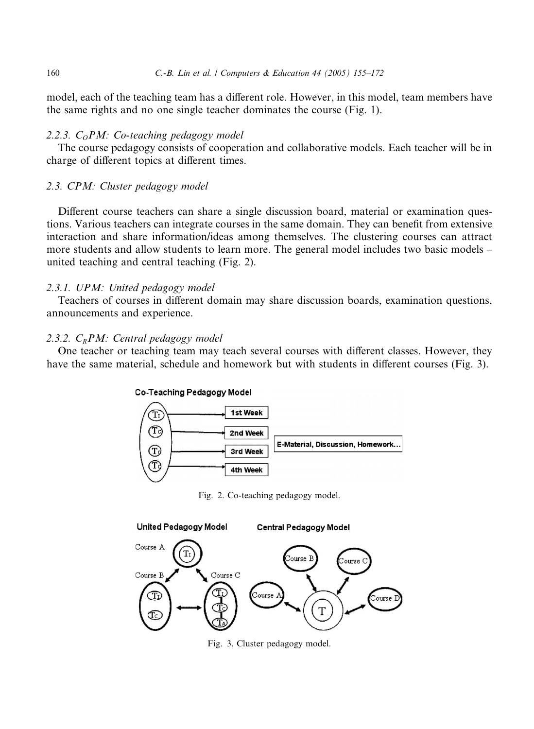model, each of the teaching team has a different role. However, in this model, team members have the same rights and no one single teacher dominates the course (Fig. 1).

#### 2.2.3. $C_O PM$: Co-teaching pedagogy model

The course pedagogy consists of cooperation and collaborative models. Each teacher will be in charge of different topics at different times.

### 2.3. CPM: Cluster pedagogy model

Different course teachers can share a single discussion board, material or examination questions. Various teachers can integrate courses in the same domain. They can benefit from extensive interaction and share information/ideas among themselves. The clustering courses can attract more students and allow students to learn more. The general model includes two basic models – united teaching and central teaching (Fig. 2).

#### 2.3.1. UPM: United pedagogy model

Teachers of courses in different domain may share discussion boards, examination questions, announcements and experience.

#### 2.3.2. $C_R PM$: Central pedagogy model

One teacher or teaching team may teach several courses with different classes. However, they have the same material, schedule and homework but with students in different courses (Fig. 3).

Co-Teaching Pedagogy Model

$T_I$
$T_C$
$T_C$
$T_C$

1st Week
2nd Week
3rd Week
4th Week

E-Material, Discussion, Homework…

Fig. 2. Co-teaching pedagogy model.

United Pedagogy Model

Course A
$T_I$
Course B
$T_I$
$T_C$
Course C
$T_I$
$T_C$
$T_A$

Central Pedagogy Model

Course A
Course B
Course C
Course D
T

Fig. 3. Cluster pedagogy model.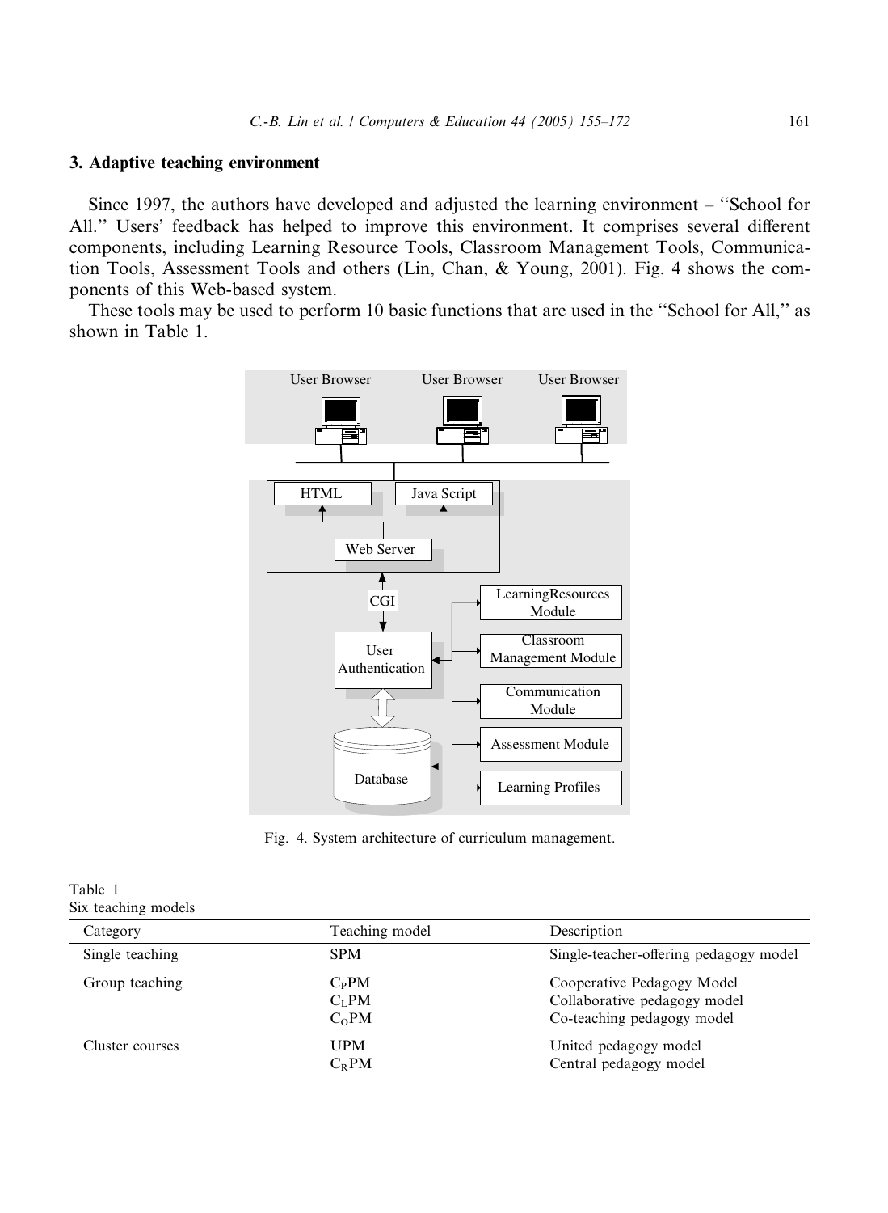## 3. Adaptive teaching environment

Since 1997, the authors have developed and adjusted the learning environment – "School for All." Users' feedback has helped to improve this environment. It comprises several different components, including Learning Resource Tools, Classroom Management Tools, Communication Tools, Assessment Tools and others (Lin, Chan, & Young, 2001). Fig. 4 shows the components of this Web-based system.

These tools may be used to perform 10 basic functions that are used in the "School for All," as shown in Table 1.

User Browser
User Browser
User Browser
HTML
Java Script
Web Server
CGI
User Authentication
Database
LearningResources Module
Classroom Management Module
Communication Module
Assessment Module
Learning Profiles

Fig. 4. System architecture of curriculum management.

Table 1
Six teaching models

| Category | Teaching model | Description |
| --- | --- | --- |
| Single teaching | SPM | Single-teacher-offering pedagogy model |
| Group teaching | $C_P$PM | Cooperative Pedagogy Model |
| | $C_L$PM | Collaborative pedagogy model |
| | $C_O$PM | Co-teaching pedagogy model |
| Cluster courses | UPM | United pedagogy model |
| | $C_R$PM | Central pedagogy model |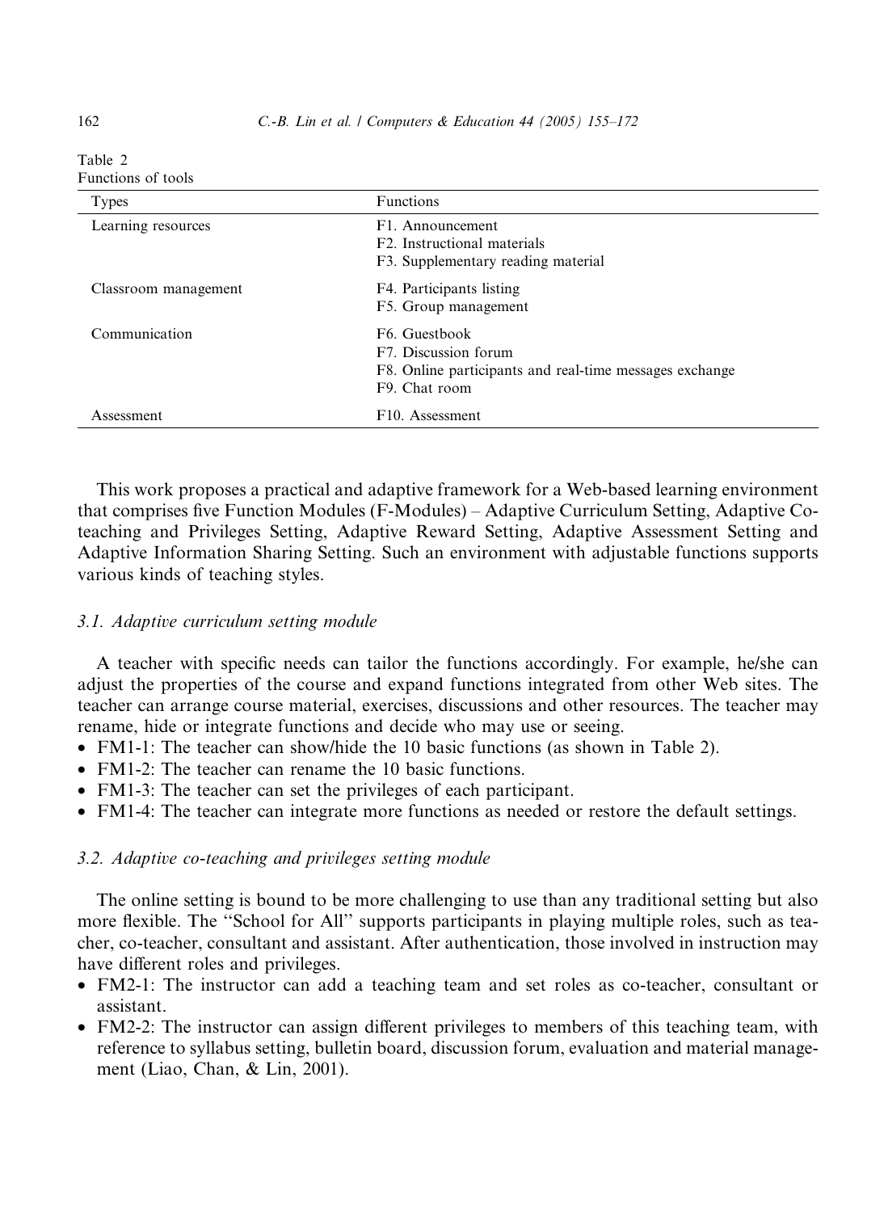Table 2
Functions of tools

| Types | Functions |
| --- | --- |
| Learning resources | F1. Announcement<br>F2. Instructional materials<br>F3. Supplementary reading material |
| Classroom management | F4. Participants listing<br>F5. Group management |
| Communication | F6. Guestbook<br>F7. Discussion forum<br>F8. Online participants and real-time messages exchange<br>F9. Chat room |
| Assessment | F10. Assessment |

This work proposes a practical and adaptive framework for a Web-based learning environment that comprises five Function Modules (F-Modules) – Adaptive Curriculum Setting, Adaptive Co-teaching and Privileges Setting, Adaptive Reward Setting, Adaptive Assessment Setting and Adaptive Information Sharing Setting. Such an environment with adjustable functions supports various kinds of teaching styles.

### 3.1. Adaptive curriculum setting module

A teacher with specific needs can tailor the functions accordingly. For example, he/she can adjust the properties of the course and expand functions integrated from other Web sites. The teacher can arrange course material, exercises, discussions and other resources. The teacher may rename, hide or integrate functions and decide who may use or seeing.

- FM1-1: The teacher can show/hide the 10 basic functions (as shown in Table 2).
- FM1-2: The teacher can rename the 10 basic functions.
- FM1-3: The teacher can set the privileges of each participant.
- FM1-4: The teacher can integrate more functions as needed or restore the default settings.

### 3.2. Adaptive co-teaching and privileges setting module

The online setting is bound to be more challenging to use than any traditional setting but also more flexible. The "School for All" supports participants in playing multiple roles, such as teacher, co-teacher, consultant and assistant. After authentication, those involved in instruction may have different roles and privileges.

- FM2-1: The instructor can add a teaching team and set roles as co-teacher, consultant or assistant.
- FM2-2: The instructor can assign different privileges to members of this teaching team, with reference to syllabus setting, bulletin board, discussion forum, evaluation and material management (Liao, Chan, & Lin, 2001).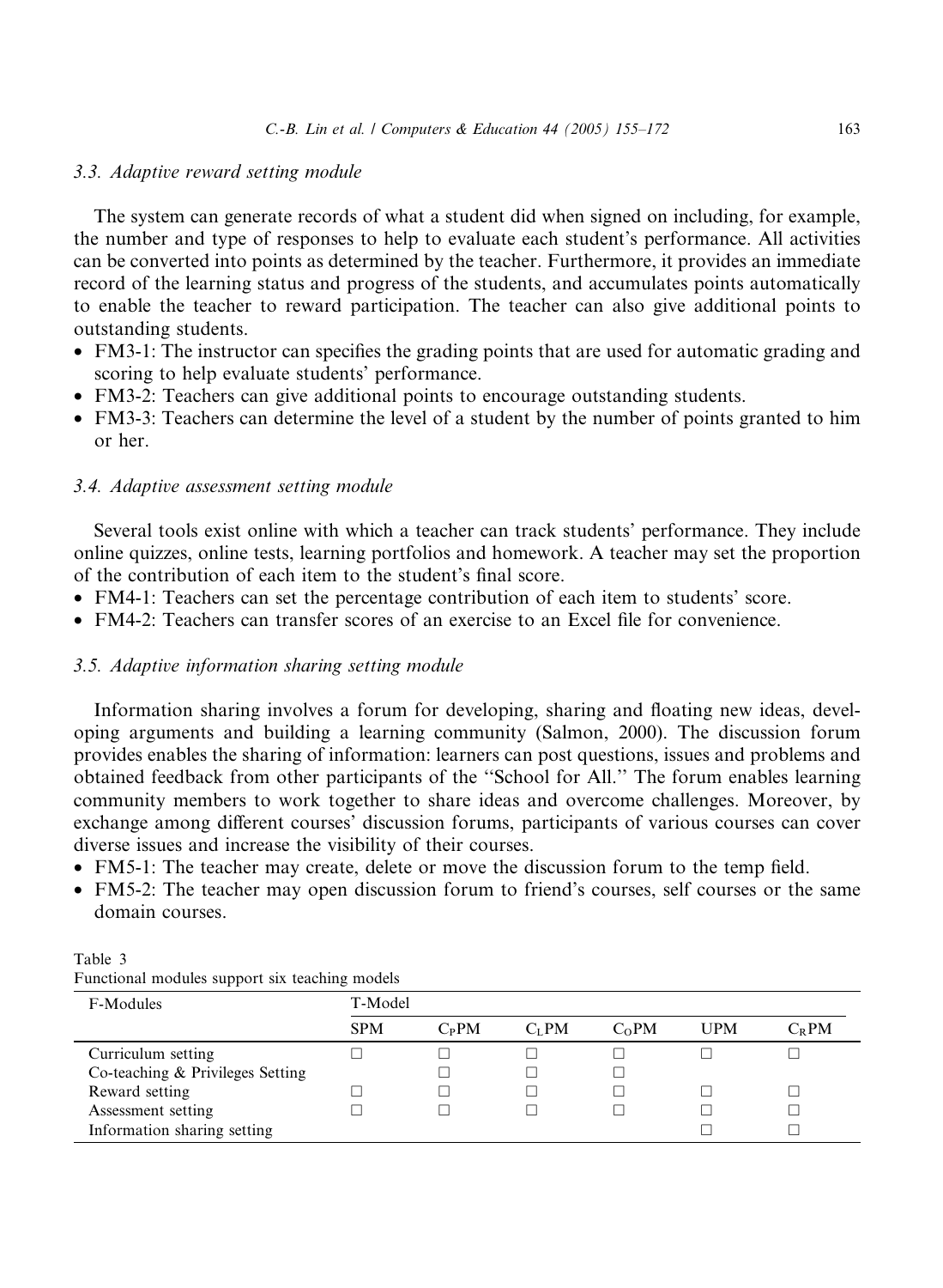### 3.3. Adaptive reward setting module

The system can generate records of what a student did when signed on including, for example, the number and type of responses to help to evaluate each student's performance. All activities can be converted into points as determined by the teacher. Furthermore, it provides an immediate record of the learning status and progress of the students, and accumulates points automatically to enable the teacher to reward participation. The teacher can also give additional points to outstanding students.

- FM3-1: The instructor can specifies the grading points that are used for automatic grading and scoring to help evaluate students' performance.
- FM3-2: Teachers can give additional points to encourage outstanding students.
- FM3-3: Teachers can determine the level of a student by the number of points granted to him or her.

### 3.4. Adaptive assessment setting module

Several tools exist online with which a teacher can track students' performance. They include online quizzes, online tests, learning portfolios and homework. A teacher may set the proportion of the contribution of each item to the student's final score.

- FM4-1: Teachers can set the percentage contribution of each item to students' score.
- FM4-2: Teachers can transfer scores of an exercise to an Excel file for convenience.

### 3.5. Adaptive information sharing setting module

Information sharing involves a forum for developing, sharing and floating new ideas, developing arguments and building a learning community (Salmon, 2000). The discussion forum provides enables the sharing of information: learners can post questions, issues and problems and obtained feedback from other participants of the "School for All." The forum enables learning community members to work together to share ideas and overcome challenges. Moreover, by exchange among different courses' discussion forums, participants of various courses can cover diverse issues and increase the visibility of their courses.

- FM5-1: The teacher may create, delete or move the discussion forum to the temp field.
- FM5-2: The teacher may open discussion forum to friend's courses, self courses or the same domain courses.

Table 3
Functional modules support six teaching models

| F-Modules | T-Model | | | | | |
|---|---|---|---|---|---|---|
| | SPM | $C_P$PM | $C_L$PM | $C_O$PM | UPM | $C_R$PM |
| Curriculum setting | □ | □ | □ | □ | □ | □ |
| Co-teaching & Privileges Setting | | □ | □ | □ | | |
| Reward setting | □ | □ | □ | □ | □ | □ |
| Assessment setting | □ | □ | □ | □ | □ | □ |
| Information sharing setting | | | | | □ | □ |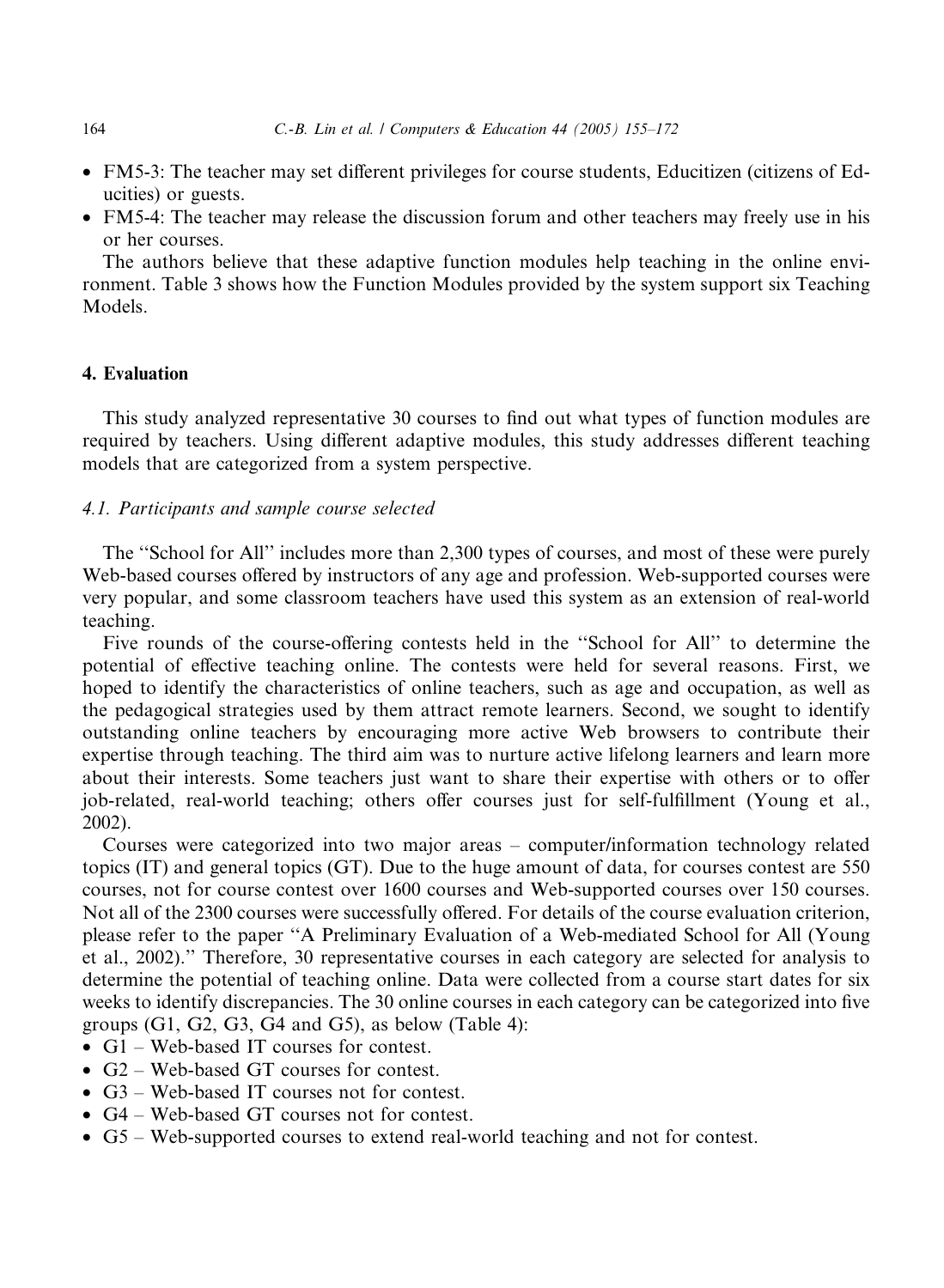- FM5-3: The teacher may set different privileges for course students, Educitizen (citizens of Educities) or guests.
- FM5-4: The teacher may release the discussion forum and other teachers may freely use in his or her courses.

The authors believe that these adaptive function modules help teaching in the online environment. Table 3 shows how the Function Modules provided by the system support six Teaching Models.

## 4. Evaluation

This study analyzed representative 30 courses to find out what types of function modules are required by teachers. Using different adaptive modules, this study addresses different teaching models that are categorized from a system perspective.

### *4.1. Participants and sample course selected*

The "School for All" includes more than 2,300 types of courses, and most of these were purely Web-based courses offered by instructors of any age and profession. Web-supported courses were very popular, and some classroom teachers have used this system as an extension of real-world teaching.

Five rounds of the course-offering contests held in the "School for All" to determine the potential of effective teaching online. The contests were held for several reasons. First, we hoped to identify the characteristics of online teachers, such as age and occupation, as well as the pedagogical strategies used by them attract remote learners. Second, we sought to identify outstanding online teachers by encouraging more active Web browsers to contribute their expertise through teaching. The third aim was to nurture active lifelong learners and learn more about their interests. Some teachers just want to share their expertise with others or to offer job-related, real-world teaching; others offer courses just for self-fulfillment (Young et al., 2002).

Courses were categorized into two major areas – computer/information technology related topics (IT) and general topics (GT). Due to the huge amount of data, for courses contest are 550 courses, not for course contest over 1600 courses and Web-supported courses over 150 courses. Not all of the 2300 courses were successfully offered. For details of the course evaluation criterion, please refer to the paper "A Preliminary Evaluation of a Web-mediated School for All (Young et al., 2002)." Therefore, 30 representative courses in each category are selected for analysis to determine the potential of teaching online. Data were collected from a course start dates for six weeks to identify discrepancies. The 30 online courses in each category can be categorized into five groups (G1, G2, G3, G4 and G5), as below (Table 4):

- G1 – Web-based IT courses for contest.
- G2 – Web-based GT courses for contest.
- G3 – Web-based IT courses not for contest.
- G4 – Web-based GT courses not for contest.
- G5 – Web-supported courses to extend real-world teaching and not for contest.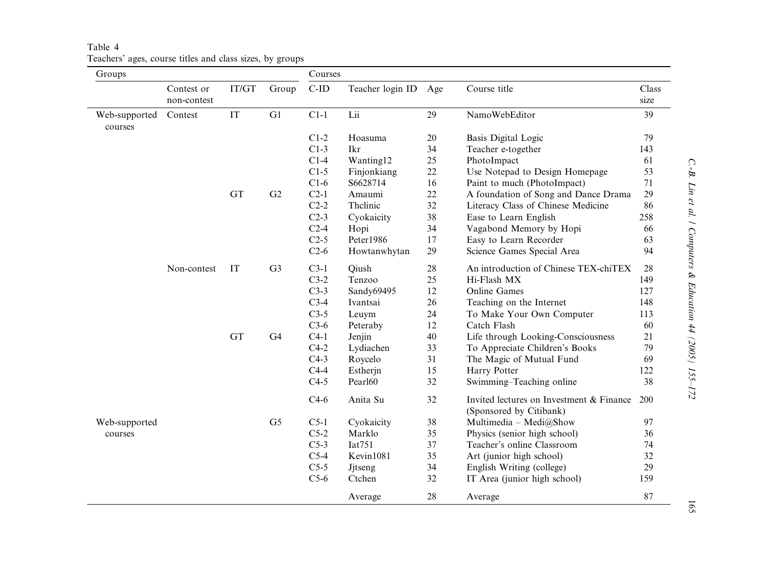Table 4
Teachers' ages, course titles and class sizes, by groups

| Groups | | | | Courses | | | | |
|---|---|---|---|---|---|---|---|---|
| | Contest or non-contest | IT/GT | Group | C-ID | Teacher login ID | Age | Course title | Class size |
| Web-supported courses | Contest | IT | G1 | C1-1 | Lii | 29 | NamoWebEditor | 39 |
| | | | | C1-2 | Hoasuma | 20 | Basis Digital Logic | 79 |
| | | | | C1-3 | Ikr | 34 | Teacher e-together | 143 |
| | | | | C1-4 | Wanting12 | 25 | PhotoImpact | 61 |
| | | | | C1-5 | Finjonkiang | 22 | Use Notepad to Design Homepage | 53 |
| | | | | C1-6 | S6628714 | 16 | Paint to much (PhotoImpact) | 71 |
| | | GT | G2 | C2-1 | Amaumi | 22 | A foundation of Song and Dance Drama | 29 |
| | | | | C2-2 | Thclinic | 32 | Literacy Class of Chinese Medicine | 86 |
| | | | | C2-3 | Cyokaicity | 38 | Ease to Learn English | 258 |
| | | | | C2-4 | Hopi | 34 | Vagabond Memory by Hopi | 66 |
| | | | | C2-5 | Peter1986 | 17 | Easy to Learn Recorder | 63 |
| | | | | C2-6 | Howtanwhytan | 29 | Science Games Special Area | 94 |
| | Non-contest | IT | G3 | C3-1 | Qiush | 28 | An introduction of Chinese TEX-chiTEX | 28 |
| | | | | C3-2 | Tenzoo | 25 | Hi-Flash MX | 149 |
| | | | | C3-3 | Sandy69495 | 12 | Online Games | 127 |
| | | | | C3-4 | Ivantsai | 26 | Teaching on the Internet | 148 |
| | | | | C3-5 | Leuym | 24 | To Make Your Own Computer | 113 |
| | | | | C3-6 | Peteraby | 12 | Catch Flash | 60 |
| | | GT | G4 | C4-1 | Jenjin | 40 | Life through Looking-Consciousness | 21 |
| | | | | C4-2 | Lydiachen | 33 | To Appreciate Children's Books | 79 |
| | | | | C4-3 | Roycelo | 31 | The Magic of Mutual Fund | 69 |
| | | | | C4-4 | Estherjn | 15 | Harry Potter | 122 |
| | | | | C4-5 | Pearl60 | 32 | Swimming–Teaching online | 38 |
| | | | | C4-6 | Anita Su | 32 | Invited lectures on Investment & Finance (Sponsored by Citibank) | 200 |
| Web-supported courses | | | G5 | C5-1 | Cyokaicity | 38 | Multimedia – Medi@Show | 97 |
| | | | | C5-2 | Marklo | 35 | Physics (senior high school) | 36 |
| | | | | C5-3 | Iat751 | 37 | Teacher's online Classroom | 74 |
| | | | | C5-4 | Kevin1081 | 35 | Art (junior high school) | 32 |
| | | | | C5-5 | Jjtseng | 34 | English Writing (college) | 29 |
| | | | | C5-6 | Ctchen | 32 | IT Area (junior high school) | 159 |
| | | | | | Average | 28 | Average | 87 |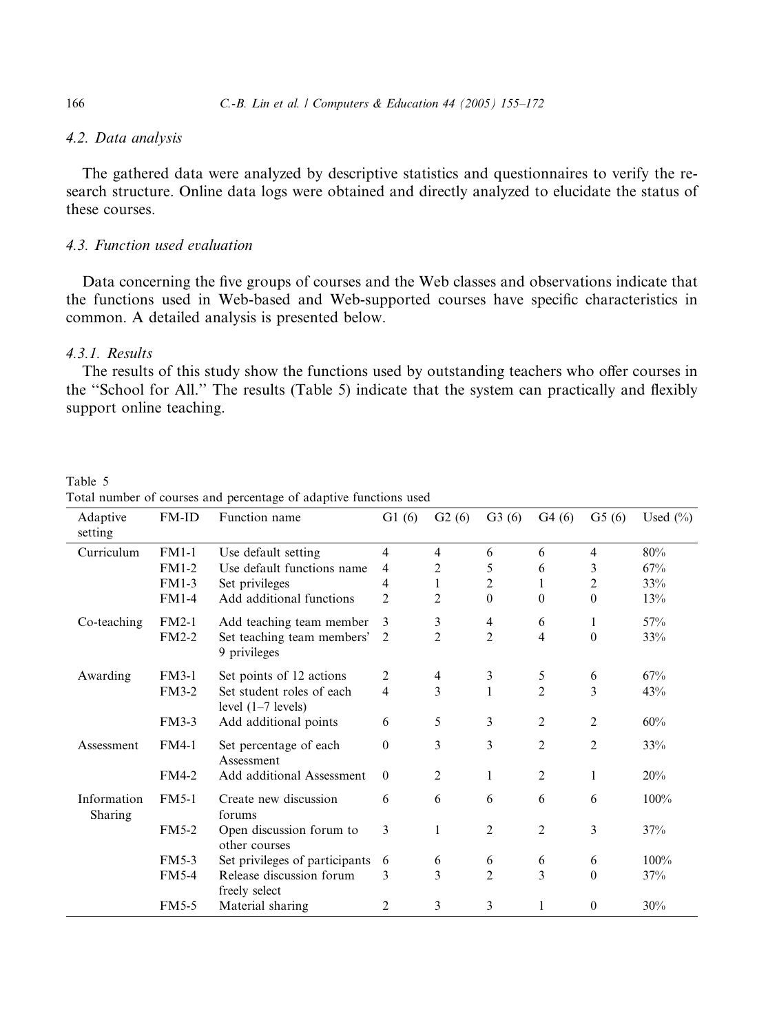### 4.2. Data analysis

The gathered data were analyzed by descriptive statistics and questionnaires to verify the research structure. Online data logs were obtained and directly analyzed to elucidate the status of these courses.

### 4.3. Function used evaluation

Data concerning the five groups of courses and the Web classes and observations indicate that the functions used in Web-based and Web-supported courses have specific characteristics in common. A detailed analysis is presented below.

#### 4.3.1. Results

The results of this study show the functions used by outstanding teachers who offer courses in the "School for All." The results (Table 5) indicate that the system can practically and flexibly support online teaching.

Table 5
Total number of courses and percentage of adaptive functions used

| Adaptive setting | FM-ID | Function name | G1 (6) | G2 (6) | G3 (6) | G4 (6) | G5 (6) | Used (%) |
|---|---|---|---|---|---|---|---|---|
| Curriculum | FM1-1 | Use default setting | 4 | 4 | 6 | 6 | 4 | 80% |
| | FM1-2 | Use default functions name | 4 | 2 | 5 | 6 | 3 | 67% |
| | FM1-3 | Set privileges | 4 | 1 | 2 | 1 | 2 | 33% |
| | FM1-4 | Add additional functions | 2 | 2 | 0 | 0 | 0 | 13% |
| Co-teaching | FM2-1 | Add teaching team member | 3 | 3 | 4 | 6 | 1 | 57% |
| | FM2-2 | Set teaching team members' 9 privileges | 2 | 2 | 2 | 4 | 0 | 33% |
| Awarding | FM3-1 | Set points of 12 actions | 2 | 4 | 3 | 5 | 6 | 67% |
| | FM3-2 | Set student roles of each level (1–7 levels) | 4 | 3 | 1 | 2 | 3 | 43% |
| | FM3-3 | Add additional points | 6 | 5 | 3 | 2 | 2 | 60% |
| Assessment | FM4-1 | Set percentage of each Assessment | 0 | 3 | 3 | 2 | 2 | 33% |
| | FM4-2 | Add additional Assessment | 0 | 2 | 1 | 2 | 1 | 20% |
| Information Sharing | FM5-1 | Create new discussion forums | 6 | 6 | 6 | 6 | 6 | 100% |
| | FM5-2 | Open discussion forum to other courses | 3 | 1 | 2 | 2 | 3 | 37% |
| | FM5-3 | Set privileges of participants | 6 | 6 | 6 | 6 | 6 | 100% |
| | FM5-4 | Release discussion forum freely select | 3 | 3 | 2 | 3 | 0 | 37% |
| | FM5-5 | Material sharing | 2 | 3 | 3 | 1 | 0 | 30% |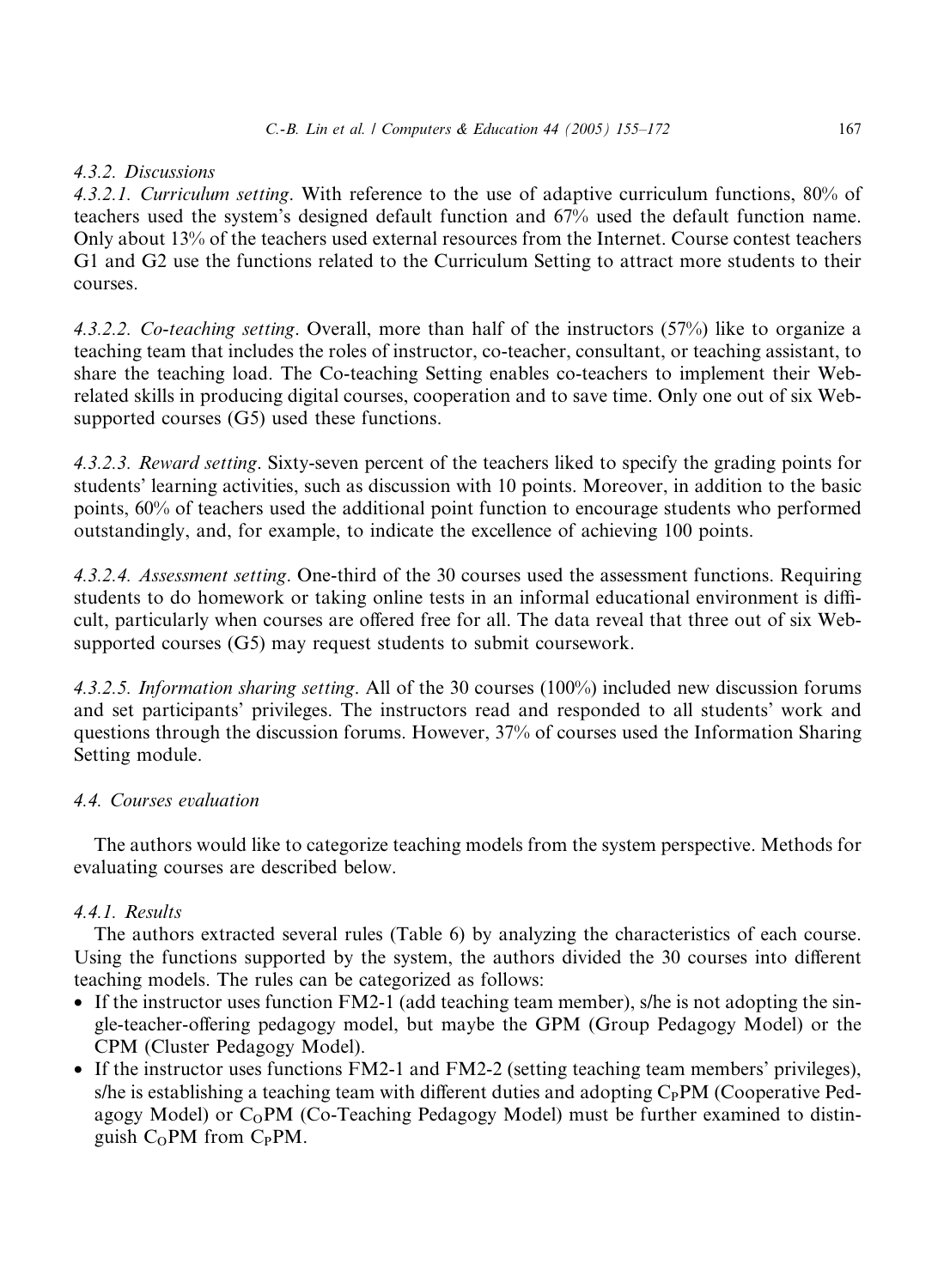#### 4.3.2. Discussions

*4.3.2.1. Curriculum setting.* With reference to the use of adaptive curriculum functions, 80% of teachers used the system's designed default function and 67% used the default function name. Only about 13% of the teachers used external resources from the Internet. Course contest teachers G1 and G2 use the functions related to the Curriculum Setting to attract more students to their courses.

*4.3.2.2. Co-teaching setting.* Overall, more than half of the instructors (57%) like to organize a teaching team that includes the roles of instructor, co-teacher, consultant, or teaching assistant, to share the teaching load. The Co-teaching Setting enables co-teachers to implement their Web-related skills in producing digital courses, cooperation and to save time. Only one out of six Web-supported courses (G5) used these functions.

*4.3.2.3. Reward setting.* Sixty-seven percent of the teachers liked to specify the grading points for students' learning activities, such as discussion with 10 points. Moreover, in addition to the basic points, 60% of teachers used the additional point function to encourage students who performed outstandingly, and, for example, to indicate the excellence of achieving 100 points.

*4.3.2.4. Assessment setting.* One-third of the 30 courses used the assessment functions. Requiring students to do homework or taking online tests in an informal educational environment is difficult, particularly when courses are offered free for all. The data reveal that three out of six Web-supported courses (G5) may request students to submit coursework.

*4.3.2.5. Information sharing setting.* All of the 30 courses (100%) included new discussion forums and set participants' privileges. The instructors read and responded to all students' work and questions through the discussion forums. However, 37% of courses used the Information Sharing Setting module.

### 4.4. Courses evaluation

The authors would like to categorize teaching models from the system perspective. Methods for evaluating courses are described below.

#### 4.4.1. Results

The authors extracted several rules (Table 6) by analyzing the characteristics of each course. Using the functions supported by the system, the authors divided the 30 courses into different teaching models. The rules can be categorized as follows:

- If the instructor uses function FM2-1 (add teaching team member), s/he is not adopting the single-teacher-offering pedagogy model, but maybe the GPM (Group Pedagogy Model) or the CPM (Cluster Pedagogy Model).
- If the instructor uses functions FM2-1 and FM2-2 (setting teaching team members' privileges), s/he is establishing a teaching team with different duties and adopting $C_P$PM (Cooperative Pedagogy Model) or $C_O$PM (Co-Teaching Pedagogy Model) must be further examined to distinguish $C_O$PM from $C_P$PM.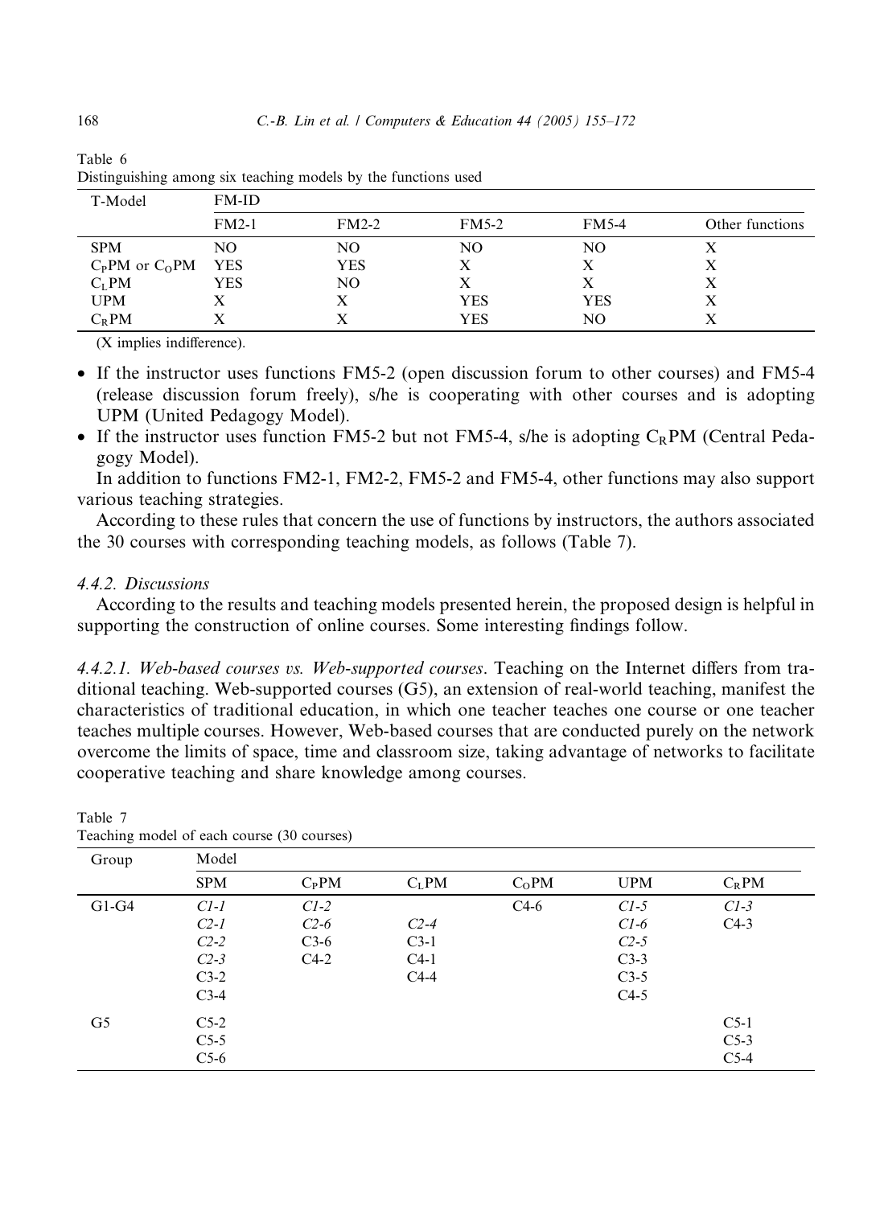Table 6
Distinguishing among six teaching models by the functions used

| T-Model | FM-ID | | | | |
|---|---|---|---|---|---|
| | FM2-1 | FM2-2 | FM5-2 | FM5-4 | Other functions |
| SPM | NO | NO | NO | NO | X |
| $C_PPM$ or $C_OPM$ | YES | YES | X | X | X |
| $C_LPM$ | YES | NO | X | X | X |
| UPM | X | X | YES | YES | X |
| $C_RPM$ | X | X | YES | NO | X |

(X implies indifference).

- If the instructor uses functions FM5-2 (open discussion forum to other courses) and FM5-4 (release discussion forum freely), s/he is cooperating with other courses and is adopting UPM (United Pedagogy Model).
- If the instructor uses function FM5-2 but not FM5-4, s/he is adopting $C_RPM$ (Central Pedagogy Model).

In addition to functions FM2-1, FM2-2, FM5-2 and FM5-4, other functions may also support various teaching strategies.

According to these rules that concern the use of functions by instructors, the authors associated the 30 courses with corresponding teaching models, as follows (Table 7).

#### 4.4.2. Discussions

According to the results and teaching models presented herein, the proposed design is helpful in supporting the construction of online courses. Some interesting findings follow.

*4.4.2.1. Web-based courses vs. Web-supported courses*. Teaching on the Internet differs from traditional teaching. Web-supported courses (G5), an extension of real-world teaching, manifest the characteristics of traditional education, in which one teacher teaches one course or one teacher teaches multiple courses. However, Web-based courses that are conducted purely on the network overcome the limits of space, time and classroom size, taking advantage of networks to facilitate cooperative teaching and share knowledge among courses.

Table 7
Teaching model of each course (30 courses)

| Group | Model | | | | | |
|---|---|---|---|---|---|---|
| | SPM | $C_PPM$ | $C_LPM$ | $C_OPM$ | UPM | $C_RPM$ |
| G1-G4 | *C1-1* | *C1-2* | | C4-6 | *C1-5* | *C1-3* |
| | *C2-1* | *C2-6* | *C2-4* | | *C1-6* | C4-3 |
| | *C2-2* | C3-6 | C3-1 | | *C2-5* | |
| | *C2-3* | C4-2 | C4-1 | | C3-3 | |
| | C3-2 | | C4-4 | | C3-5 | |
| | C3-4 | | | | C4-5 | |
| G5 | C5-2 | | | | | C5-1 |
| | C5-5 | | | | | C5-3 |
| | C5-6 | | | | | C5-4 |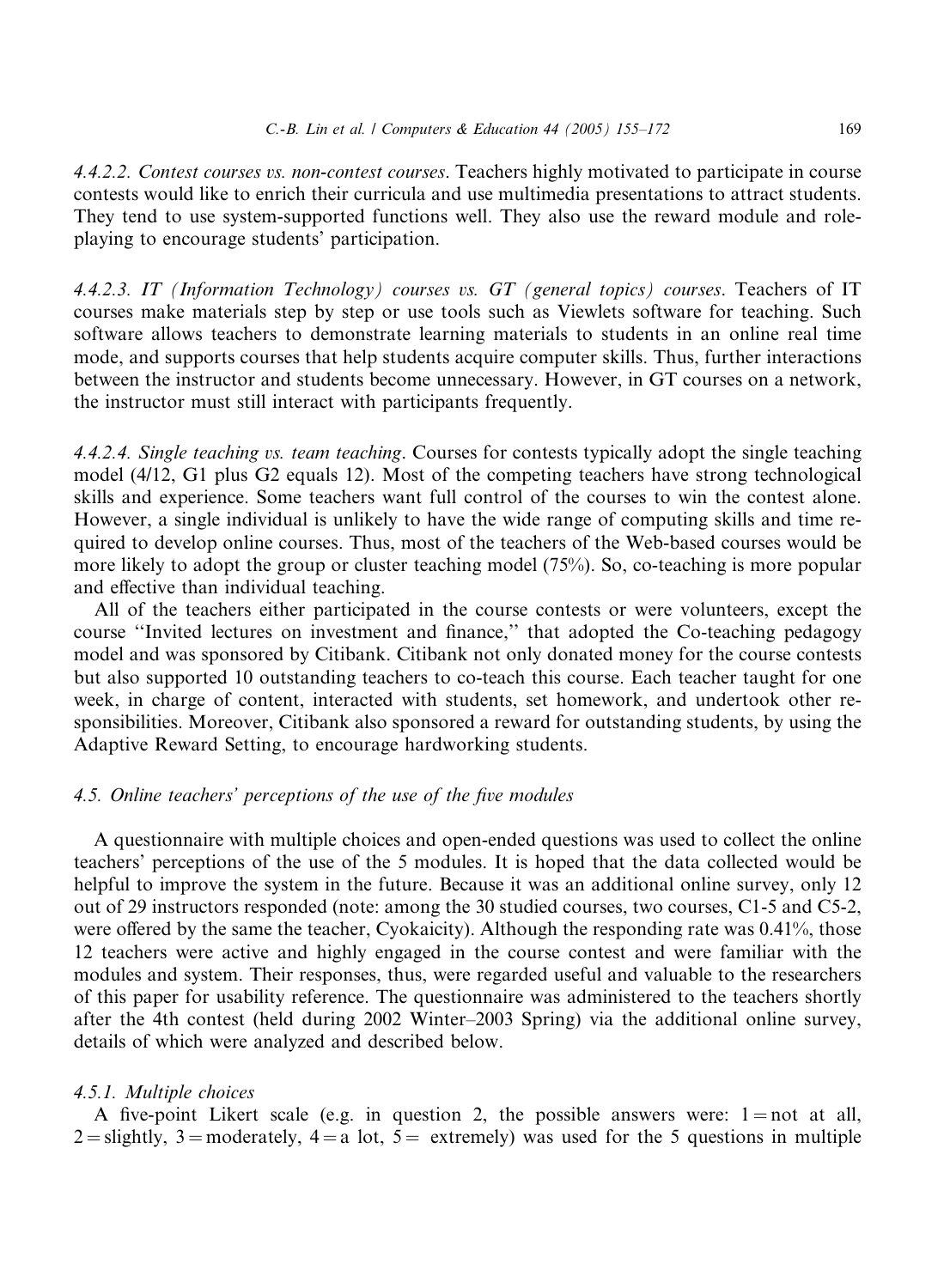*4.4.2.2. Contest courses vs. non-contest courses*. Teachers highly motivated to participate in course contests would like to enrich their curricula and use multimedia presentations to attract students. They tend to use system-supported functions well. They also use the reward module and role-playing to encourage students' participation.

*4.4.2.3. IT (Information Technology) courses vs. GT (general topics) courses*. Teachers of IT courses make materials step by step or use tools such as Viewlets software for teaching. Such software allows teachers to demonstrate learning materials to students in an online real time mode, and supports courses that help students acquire computer skills. Thus, further interactions between the instructor and students become unnecessary. However, in GT courses on a network, the instructor must still interact with participants frequently.

*4.4.2.4. Single teaching vs. team teaching*. Courses for contests typically adopt the single teaching model (4/12, G1 plus G2 equals 12). Most of the competing teachers have strong technological skills and experience. Some teachers want full control of the courses to win the contest alone. However, a single individual is unlikely to have the wide range of computing skills and time required to develop online courses. Thus, most of the teachers of the Web-based courses would be more likely to adopt the group or cluster teaching model (75%). So, co-teaching is more popular and effective than individual teaching.

All of the teachers either participated in the course contests or were volunteers, except the course "Invited lectures on investment and finance," that adopted the Co-teaching pedagogy model and was sponsored by Citibank. Citibank not only donated money for the course contests but also supported 10 outstanding teachers to co-teach this course. Each teacher taught for one week, in charge of content, interacted with students, set homework, and undertook other responsibilities. Moreover, Citibank also sponsored a reward for outstanding students, by using the Adaptive Reward Setting, to encourage hardworking students.

### *4.5. Online teachers' perceptions of the use of the five modules*

A questionnaire with multiple choices and open-ended questions was used to collect the online teachers' perceptions of the use of the 5 modules. It is hoped that the data collected would be helpful to improve the system in the future. Because it was an additional online survey, only 12 out of 29 instructors responded (note: among the 30 studied courses, two courses, C1-5 and C5-2, were offered by the same the teacher, Cyokaicity). Although the responding rate was 0.41%, those 12 teachers were active and highly engaged in the course contest and were familiar with the modules and system. Their responses, thus, were regarded useful and valuable to the researchers of this paper for usability reference. The questionnaire was administered to the teachers shortly after the 4th contest (held during 2002 Winter–2003 Spring) via the additional online survey, details of which were analyzed and described below.

#### *4.5.1. Multiple choices*

A five-point Likert scale (e.g. in question 2, the possible answers were: 1 = not at all, 2 = slightly, 3 = moderately, 4 = a lot, 5 = extremely) was used for the 5 questions in multiple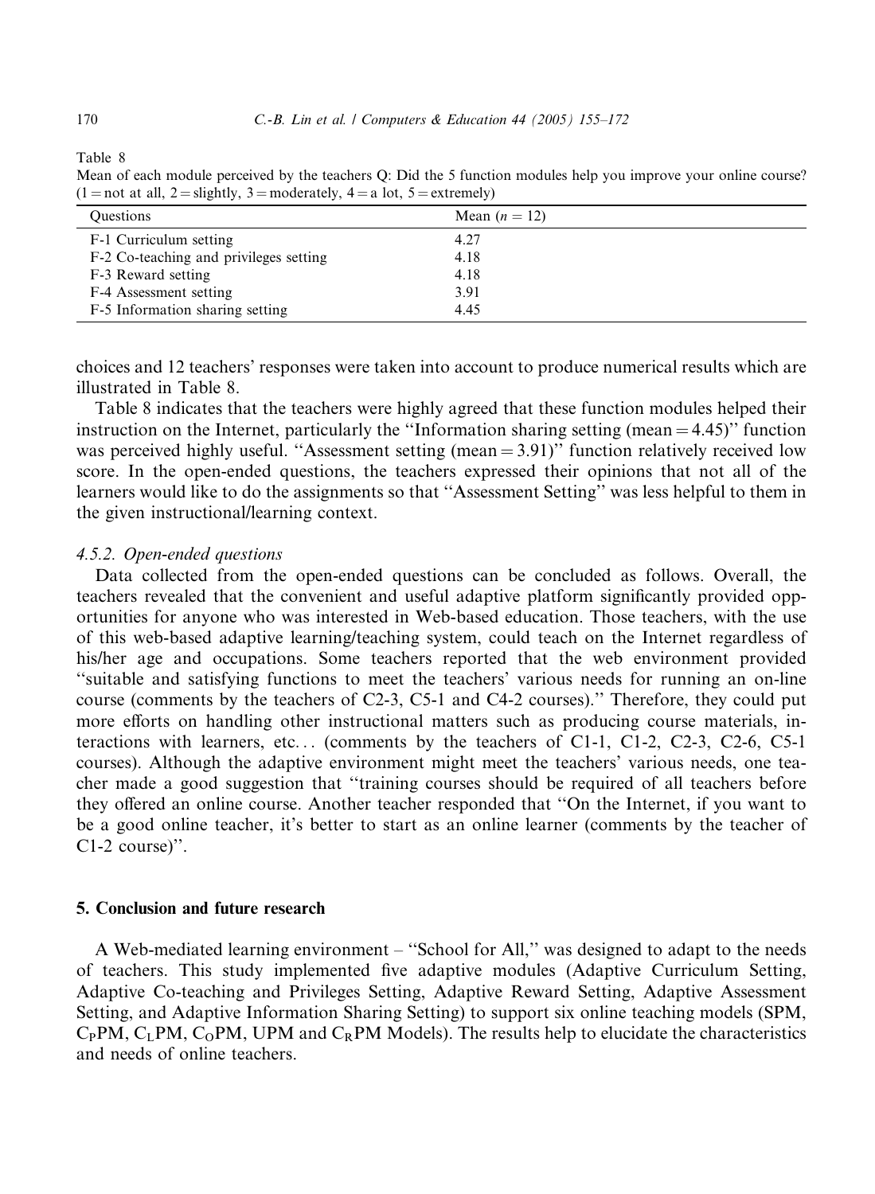Table 8

Mean of each module perceived by the teachers Q: Did the 5 function modules help you improve your online course? (1 = not at all, 2 = slightly, 3 = moderately, 4 = a lot, 5 = extremely)

| Questions | Mean ($n = 12$) |
| --- | --- |
| F-1 Curriculum setting | 4.27 |
| F-2 Co-teaching and privileges setting | 4.18 |
| F-3 Reward setting | 4.18 |
| F-4 Assessment setting | 3.91 |
| F-5 Information sharing setting | 4.45 |

choices and 12 teachers' responses were taken into account to produce numerical results which are illustrated in Table 8.

Table 8 indicates that the teachers were highly agreed that these function modules helped their instruction on the Internet, particularly the ''Information sharing setting (mean = 4.45)'' function was perceived highly useful. ''Assessment setting (mean = 3.91)'' function relatively received low score. In the open-ended questions, the teachers expressed their opinions that not all of the learners would like to do the assignments so that ''Assessment Setting'' was less helpful to them in the given instructional/learning context.

#### *4.5.2. Open-ended questions*

Data collected from the open-ended questions can be concluded as follows. Overall, the teachers revealed that the convenient and useful adaptive platform significantly provided opportunities for anyone who was interested in Web-based education. Those teachers, with the use of this web-based adaptive learning/teaching system, could teach on the Internet regardless of his/her age and occupations. Some teachers reported that the web environment provided ''suitable and satisfying functions to meet the teachers' various needs for running an on-line course (comments by the teachers of C2-3, C5-1 and C4-2 courses).'' Therefore, they could put more efforts on handling other instructional matters such as producing course materials, interactions with learners, etc... (comments by the teachers of C1-1, C1-2, C2-3, C2-6, C5-1 courses). Although the adaptive environment might meet the teachers' various needs, one teacher made a good suggestion that ''training courses should be required of all teachers before they offered an online course. Another teacher responded that ''On the Internet, if you want to be a good online teacher, it's better to start as an online learner (comments by the teacher of C1-2 course)''.

## 5. Conclusion and future research

A Web-mediated learning environment – ''School for All,'' was designed to adapt to the needs of teachers. This study implemented five adaptive modules (Adaptive Curriculum Setting, Adaptive Co-teaching and Privileges Setting, Adaptive Reward Setting, Adaptive Assessment Setting, and Adaptive Information Sharing Setting) to support six online teaching models (SPM, $C_PPM$, $C_LPM$, $C_OPM$, UPM and $C_RPM$ Models). The results help to elucidate the characteristics and needs of online teachers.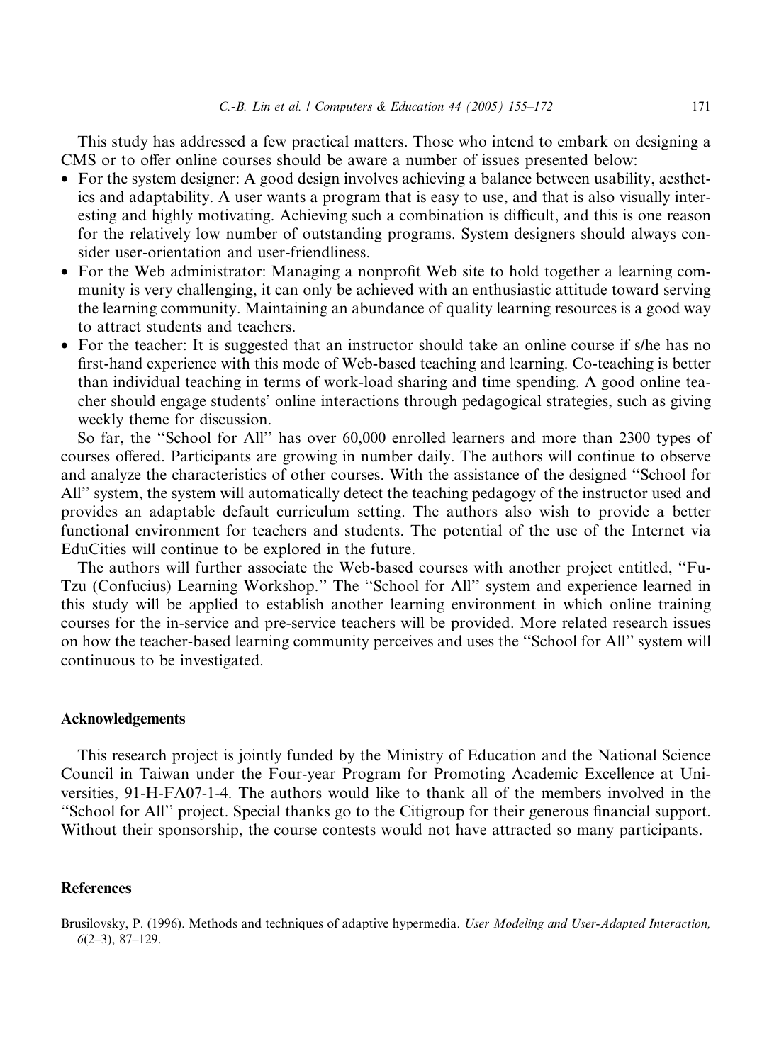This study has addressed a few practical matters. Those who intend to embark on designing a CMS or to offer online courses should be aware a number of issues presented below:

- For the system designer: A good design involves achieving a balance between usability, aesthetics and adaptability. A user wants a program that is easy to use, and that is also visually interesting and highly motivating. Achieving such a combination is difficult, and this is one reason for the relatively low number of outstanding programs. System designers should always consider user-orientation and user-friendliness.
- For the Web administrator: Managing a nonprofit Web site to hold together a learning community is very challenging, it can only be achieved with an enthusiastic attitude toward serving the learning community. Maintaining an abundance of quality learning resources is a good way to attract students and teachers.
- For the teacher: It is suggested that an instructor should take an online course if s/he has no first-hand experience with this mode of Web-based teaching and learning. Co-teaching is better than individual teaching in terms of work-load sharing and time spending. A good online teacher should engage students' online interactions through pedagogical strategies, such as giving weekly theme for discussion.

So far, the "School for All" has over 60,000 enrolled learners and more than 2300 types of courses offered. Participants are growing in number daily. The authors will continue to observe and analyze the characteristics of other courses. With the assistance of the designed "School for All" system, the system will automatically detect the teaching pedagogy of the instructor used and provides an adaptable default curriculum setting. The authors also wish to provide a better functional environment for teachers and students. The potential of the use of the Internet via EduCities will continue to be explored in the future.

The authors will further associate the Web-based courses with another project entitled, "Fu-Tzu (Confucius) Learning Workshop." The "School for All" system and experience learned in this study will be applied to establish another learning environment in which online training courses for the in-service and pre-service teachers will be provided. More related research issues on how the teacher-based learning community perceives and uses the "School for All" system will continuous to be investigated.

## Acknowledgements

This research project is jointly funded by the Ministry of Education and the National Science Council in Taiwan under the Four-year Program for Promoting Academic Excellence at Universities, 91-H-FA07-1-4. The authors would like to thank all of the members involved in the "School for All" project. Special thanks go to the Citigroup for their generous financial support. Without their sponsorship, the course contests would not have attracted so many participants.

## References

Brusilovsky, P. (1996). Methods and techniques of adaptive hypermedia. *User Modeling and User-Adapted Interaction, 6*(2–3), 87–129.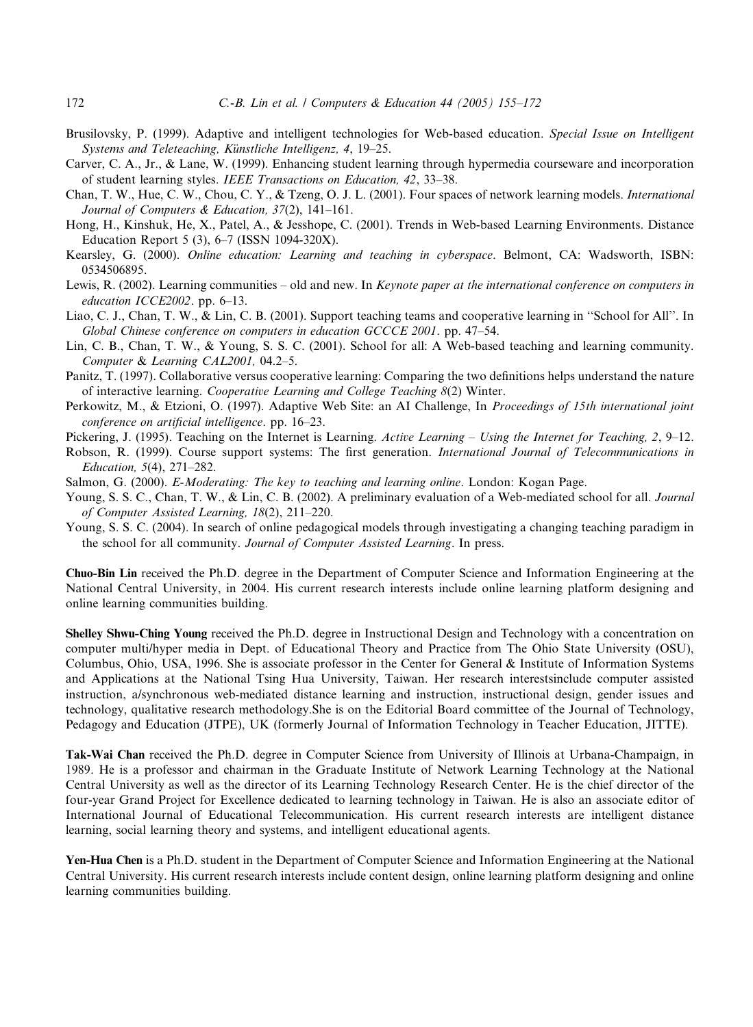Brusilovsky, P. (1999). Adaptive and intelligent technologies for Web-based education. *Special Issue on Intelligent Systems and Teleteaching, Künstliche Intelligenz, 4*, 19–25.

Carver, C. A., Jr., & Lane, W. (1999). Enhancing student learning through hypermedia courseware and incorporation of student learning styles. *IEEE Transactions on Education, 42*, 33–38.

Chan, T. W., Hue, C. W., Chou, C. Y., & Tzeng, O. J. L. (2001). Four spaces of network learning models. *International Journal of Computers & Education, 37*(2), 141–161.

Hong, H., Kinshuk, He, X., Patel, A., & Jesshope, C. (2001). Trends in Web-based Learning Environments. Distance Education Report 5 (3), 6–7 (ISSN 1094-320X).

Kearsley, G. (2000). *Online education: Learning and teaching in cyberspace*. Belmont, CA: Wadsworth, ISBN: 0534506895.

Lewis, R. (2002). Learning communities – old and new. In *Keynote paper at the international conference on computers in education ICCE2002*. pp. 6–13.

Liao, C. J., Chan, T. W., & Lin, C. B. (2001). Support teaching teams and cooperative learning in "School for All". In *Global Chinese conference on computers in education GCCCE 2001*. pp. 47–54.

Lin, C. B., Chan, T. W., & Young, S. S. C. (2001). School for all: A Web-based teaching and learning community. *Computer & Learning CAL2001,* 04.2–5.

Panitz, T. (1997). Collaborative versus cooperative learning: Comparing the two definitions helps understand the nature of interactive learning. *Cooperative Learning and College Teaching 8*(2) Winter.

Perkowitz, M., & Etzioni, O. (1997). Adaptive Web Site: an AI Challenge, In *Proceedings of 15th international joint conference on artificial intelligence*. pp. 16–23.

Pickering, J. (1995). Teaching on the Internet is Learning. *Active Learning – Using the Internet for Teaching, 2*, 9–12.

Robson, R. (1999). Course support systems: The first generation. *International Journal of Telecommunications in Education, 5*(4), 271–282.

Salmon, G. (2000). *E-Moderating: The key to teaching and learning online*. London: Kogan Page.

Young, S. S. C., Chan, T. W., & Lin, C. B. (2002). A preliminary evaluation of a Web-mediated school for all. *Journal of Computer Assisted Learning, 18*(2), 211–220.

Young, S. S. C. (2004). In search of online pedagogical models through investigating a changing teaching paradigm in the school for all community. *Journal of Computer Assisted Learning*. In press.

**Chuo-Bin Lin** received the Ph.D. degree in the Department of Computer Science and Information Engineering at the National Central University, in 2004. His current research interests include online learning platform designing and online learning communities building.

**Shelley Shwu-Ching Young** received the Ph.D. degree in Instructional Design and Technology with a concentration on computer multi/hyper media in Dept. of Educational Theory and Practice from The Ohio State University (OSU), Columbus, Ohio, USA, 1996. She is associate professor in the Center for General & Institute of Information Systems and Applications at the National Tsing Hua University, Taiwan. Her research interestsinclude computer assisted instruction, a/synchronous web-mediated distance learning and instruction, instructional design, gender issues and technology, qualitative research methodology.She is on the Editorial Board committee of the Journal of Technology, Pedagogy and Education (JTPE), UK (formerly Journal of Information Technology in Teacher Education, JITTE).

**Tak-Wai Chan** received the Ph.D. degree in Computer Science from University of Illinois at Urbana-Champaign, in 1989. He is a professor and chairman in the Graduate Institute of Network Learning Technology at the National Central University as well as the director of its Learning Technology Research Center. He is the chief director of the four-year Grand Project for Excellence dedicated to learning technology in Taiwan. He is also an associate editor of International Journal of Educational Telecommunication. His current research interests are intelligent distance learning, social learning theory and systems, and intelligent educational agents.

**Yen-Hua Chen** is a Ph.D. student in the Department of Computer Science and Information Engineering at the National Central University. His current research interests include content design, online learning platform designing and online learning communities building.